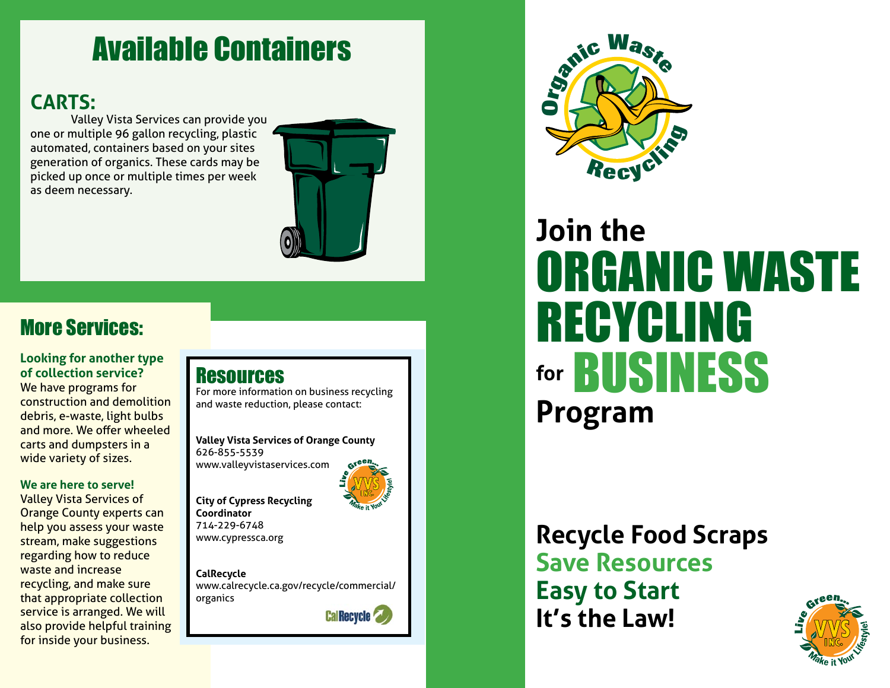# Available Containers

## CARTS:

Valley Vista Services can provide you one or multiple 96 gallon recycling, plastic automated, containers based on your sites generation of organics. These cards may be picked up once or multiple times per week as deem necessary.

## More Services:

**Looking for another type of collection service?**
We have programs for construction and demolition debris, e-waste, light bulbs and more. We offer wheeled carts and dumpsters in a wide variety of sizes.

**We are here to serve!**
Valley Vista Services of Orange County experts can help you assess your waste stream, make suggestions regarding how to reduce waste and increase recycling, and make sure that appropriate collection service is arranged. We will also provide helpful training for inside your business.

## Resources

For more information on business recycling and waste reduction, please contact:

**Valley Vista Services of Orange County**
626-855-5539
www.valleyvistaservices.com

**City of Cypress Recycling Coordinator**
714-229-6748
www.cypressca.org

**CalRecycle**
www.calrecycle.ca.gov/recycle/commercial/organics

Organic Waste Recycling

# Join the ORGANIC WASTE RECYCLING for BUSINESS Program

**Recycle Food Scraps**
**Save Resources**
**Easy to Start**
**It's the Law!**

Live Green... VVS INC. Make it Your Lifestyle!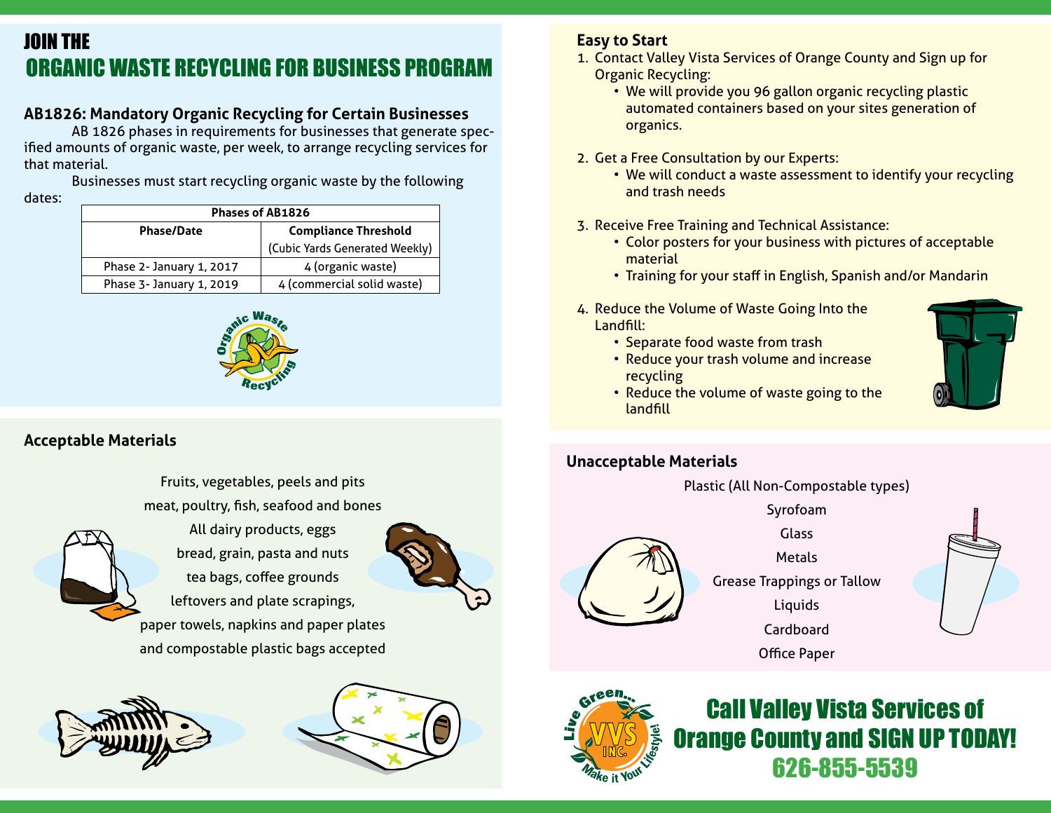# JOIN THE
# ORGANIC WASTE RECYCLING FOR BUSINESS PROGRAM

### AB1826: Mandatory Organic Recycling for Certain Businesses

AB 1826 phases in requirements for businesses that generate specified amounts of organic waste, per week, to arrange recycling services for that material.

Businesses must start recycling organic waste by the following dates:

| Phases of AB1826 | |
|---|---|
| **Phase/Date** | **Compliance Threshold** (Cubic Yards Generated Weekly) |
| Phase 2- January 1, 2017 | 4 (organic waste) |
| Phase 3- January 1, 2019 | 4 (commercial solid waste) |

Organic Waste Recycling

### Acceptable Materials

Fruits, vegetables, peels and pits
meat, poultry, fish, seafood and bones
All dairy products, eggs
bread, grain, pasta and nuts
tea bags, coffee grounds
leftovers and plate scrapings,
paper towels, napkins and paper plates
and compostable plastic bags accepted

### Easy to Start

1. Contact Valley Vista Services of Orange County and Sign up for Organic Recycling:
   - We will provide you 96 gallon organic recycling plastic automated containers based on your sites generation of organics.
2. Get a Free Consultation by our Experts:
   - We will conduct a waste assessment to identify your recycling and trash needs
3. Receive Free Training and Technical Assistance:
   - Color posters for your business with pictures of acceptable material
   - Training for your staff in English, Spanish and/or Mandarin
4. Reduce the Volume of Waste Going Into the Landfill:
   - Separate food waste from trash
   - Reduce your trash volume and increase recycling
   - Reduce the volume of waste going to the landfill

### Unacceptable Materials

Plastic (All Non-Compostable types)
Syrofoam
Glass
Metals
Grease Trappings or Tallow
Liquids
Cardboard
Office Paper

Live Green... VVS INC. Make it Your Lifestyle!

## Call Valley Vista Services of Orange County and SIGN UP TODAY!
## 626-855-5539